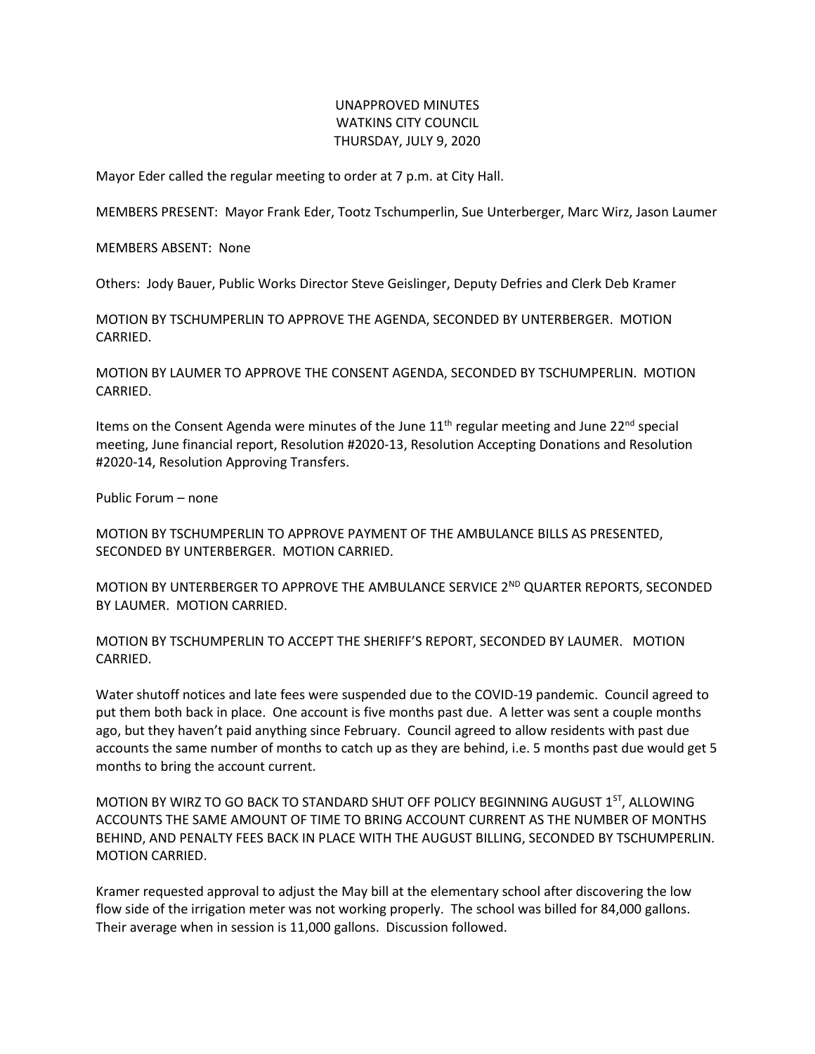UNAPPROVED MINUTES
WATKINS CITY COUNCIL
THURSDAY, JULY 9, 2020

Mayor Eder called the regular meeting to order at 7 p.m. at City Hall.

MEMBERS PRESENT: Mayor Frank Eder, Tootz Tschumperlin, Sue Unterberger, Marc Wirz, Jason Laumer

MEMBERS ABSENT: None

Others: Jody Bauer, Public Works Director Steve Geislinger, Deputy Defries and Clerk Deb Kramer

MOTION BY TSCHUMPERLIN TO APPROVE THE AGENDA, SECONDED BY UNTERBERGER. MOTION CARRIED.

MOTION BY LAUMER TO APPROVE THE CONSENT AGENDA, SECONDED BY TSCHUMPERLIN. MOTION CARRIED.

Items on the Consent Agenda were minutes of the June 11th regular meeting and June 22nd special meeting, June financial report, Resolution #2020-13, Resolution Accepting Donations and Resolution #2020-14, Resolution Approving Transfers.

Public Forum – none

MOTION BY TSCHUMPERLIN TO APPROVE PAYMENT OF THE AMBULANCE BILLS AS PRESENTED, SECONDED BY UNTERBERGER. MOTION CARRIED.

MOTION BY UNTERBERGER TO APPROVE THE AMBULANCE SERVICE 2ND QUARTER REPORTS, SECONDED BY LAUMER. MOTION CARRIED.

MOTION BY TSCHUMPERLIN TO ACCEPT THE SHERIFF'S REPORT, SECONDED BY LAUMER. MOTION CARRIED.

Water shutoff notices and late fees were suspended due to the COVID-19 pandemic. Council agreed to put them both back in place. One account is five months past due. A letter was sent a couple months ago, but they haven't paid anything since February. Council agreed to allow residents with past due accounts the same number of months to catch up as they are behind, i.e. 5 months past due would get 5 months to bring the account current.

MOTION BY WIRZ TO GO BACK TO STANDARD SHUT OFF POLICY BEGINNING AUGUST 1ST, ALLOWING ACCOUNTS THE SAME AMOUNT OF TIME TO BRING ACCOUNT CURRENT AS THE NUMBER OF MONTHS BEHIND, AND PENALTY FEES BACK IN PLACE WITH THE AUGUST BILLING, SECONDED BY TSCHUMPERLIN. MOTION CARRIED.

Kramer requested approval to adjust the May bill at the elementary school after discovering the low flow side of the irrigation meter was not working properly. The school was billed for 84,000 gallons. Their average when in session is 11,000 gallons. Discussion followed.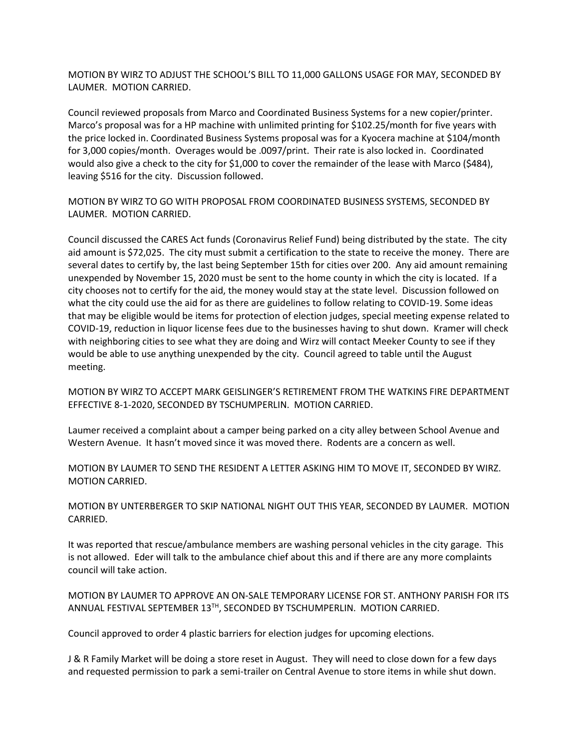MOTION BY WIRZ TO ADJUST THE SCHOOL'S BILL TO 11,000 GALLONS USAGE FOR MAY, SECONDED BY LAUMER. MOTION CARRIED.

Council reviewed proposals from Marco and Coordinated Business Systems for a new copier/printer. Marco's proposal was for a HP machine with unlimited printing for $102.25/month for five years with the price locked in. Coordinated Business Systems proposal was for a Kyocera machine at $104/month for 3,000 copies/month. Overages would be .0097/print. Their rate is also locked in. Coordinated would also give a check to the city for $1,000 to cover the remainder of the lease with Marco ($484), leaving $516 for the city. Discussion followed.

MOTION BY WIRZ TO GO WITH PROPOSAL FROM COORDINATED BUSINESS SYSTEMS, SECONDED BY LAUMER. MOTION CARRIED.

Council discussed the CARES Act funds (Coronavirus Relief Fund) being distributed by the state. The city aid amount is $72,025. The city must submit a certification to the state to receive the money. There are several dates to certify by, the last being September 15th for cities over 200. Any aid amount remaining unexpended by November 15, 2020 must be sent to the home county in which the city is located. If a city chooses not to certify for the aid, the money would stay at the state level. Discussion followed on what the city could use the aid for as there are guidelines to follow relating to COVID-19. Some ideas that may be eligible would be items for protection of election judges, special meeting expense related to COVID-19, reduction in liquor license fees due to the businesses having to shut down. Kramer will check with neighboring cities to see what they are doing and Wirz will contact Meeker County to see if they would be able to use anything unexpended by the city. Council agreed to table until the August meeting.

MOTION BY WIRZ TO ACCEPT MARK GEISLINGER'S RETIREMENT FROM THE WATKINS FIRE DEPARTMENT EFFECTIVE 8-1-2020, SECONDED BY TSCHUMPERLIN. MOTION CARRIED.

Laumer received a complaint about a camper being parked on a city alley between School Avenue and Western Avenue. It hasn't moved since it was moved there. Rodents are a concern as well.

MOTION BY LAUMER TO SEND THE RESIDENT A LETTER ASKING HIM TO MOVE IT, SECONDED BY WIRZ. MOTION CARRIED.

MOTION BY UNTERBERGER TO SKIP NATIONAL NIGHT OUT THIS YEAR, SECONDED BY LAUMER. MOTION CARRIED.

It was reported that rescue/ambulance members are washing personal vehicles in the city garage. This is not allowed. Eder will talk to the ambulance chief about this and if there are any more complaints council will take action.

MOTION BY LAUMER TO APPROVE AN ON-SALE TEMPORARY LICENSE FOR ST. ANTHONY PARISH FOR ITS ANNUAL FESTIVAL SEPTEMBER 13TH, SECONDED BY TSCHUMPERLIN. MOTION CARRIED.

Council approved to order 4 plastic barriers for election judges for upcoming elections.

J & R Family Market will be doing a store reset in August. They will need to close down for a few days and requested permission to park a semi-trailer on Central Avenue to store items in while shut down.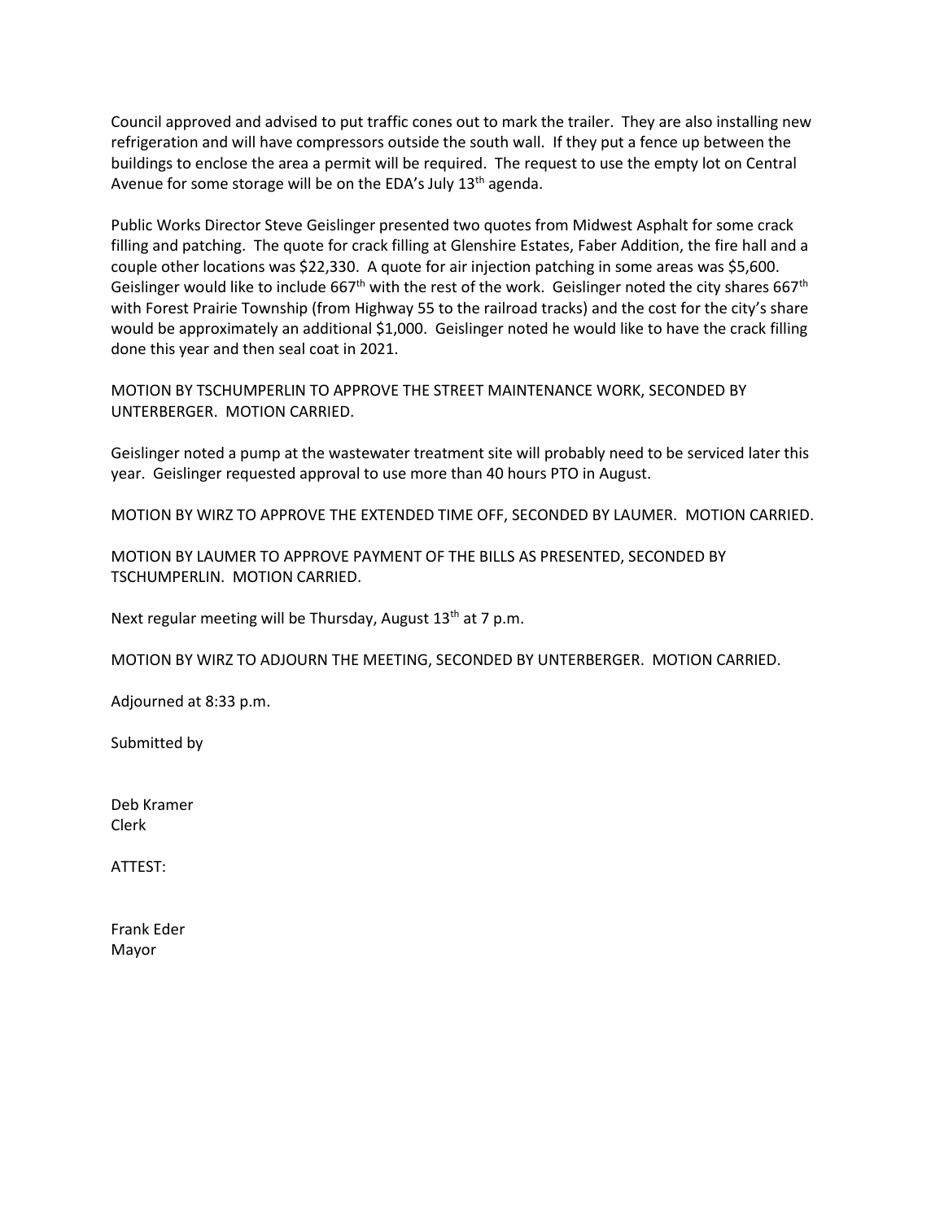Council approved and advised to put traffic cones out to mark the trailer. They are also installing new refrigeration and will have compressors outside the south wall. If they put a fence up between the buildings to enclose the area a permit will be required. The request to use the empty lot on Central Avenue for some storage will be on the EDA's July 13th agenda.

Public Works Director Steve Geislinger presented two quotes from Midwest Asphalt for some crack filling and patching. The quote for crack filling at Glenshire Estates, Faber Addition, the fire hall and a couple other locations was $22,330. A quote for air injection patching in some areas was $5,600. Geislinger would like to include 667th with the rest of the work. Geislinger noted the city shares 667th with Forest Prairie Township (from Highway 55 to the railroad tracks) and the cost for the city's share would be approximately an additional $1,000. Geislinger noted he would like to have the crack filling done this year and then seal coat in 2021.

MOTION BY TSCHUMPERLIN TO APPROVE THE STREET MAINTENANCE WORK, SECONDED BY UNTERBERGER. MOTION CARRIED.

Geislinger noted a pump at the wastewater treatment site will probably need to be serviced later this year. Geislinger requested approval to use more than 40 hours PTO in August.

MOTION BY WIRZ TO APPROVE THE EXTENDED TIME OFF, SECONDED BY LAUMER. MOTION CARRIED.

MOTION BY LAUMER TO APPROVE PAYMENT OF THE BILLS AS PRESENTED, SECONDED BY TSCHUMPERLIN. MOTION CARRIED.

Next regular meeting will be Thursday, August 13th at 7 p.m.

MOTION BY WIRZ TO ADJOURN THE MEETING, SECONDED BY UNTERBERGER. MOTION CARRIED.

Adjourned at 8:33 p.m.

Submitted by

Deb Kramer
Clerk

ATTEST:

Frank Eder
Mayor